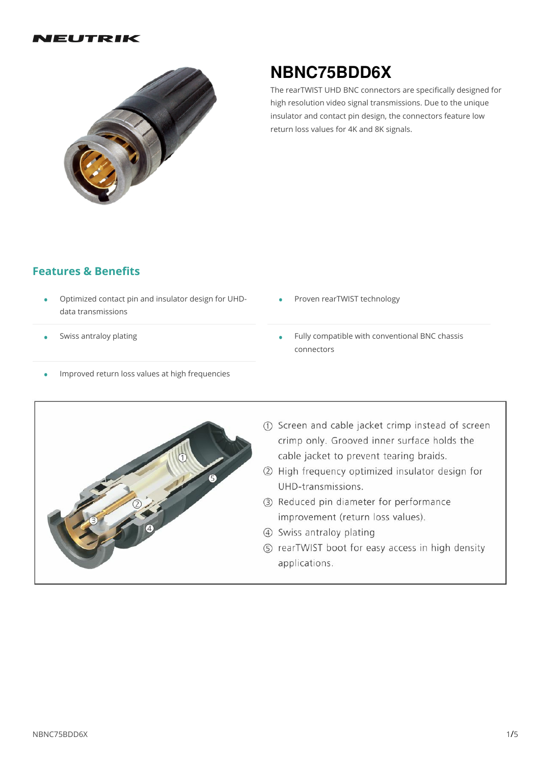# NBNC75BDD6X

The rearTWIST UHD BNC connectors are specifically designed for high resolution video signal transmissions. Due to the unique insulator and contact pin design, the connectors feature low return loss values for 4K and 8K signals.

## Features & Benefits

- Optimized contact pin and insulator design for UHD-data transmissions
- Proven rearTWIST technology
- Swiss antraloy plating
- Fully compatible with conventional BNC chassis connectors
- Improved return loss values at high frequencies

① Screen and cable jacket crimp instead of screen crimp only. Grooved inner surface holds the cable jacket to prevent tearing braids.
② High frequency optimized insulator design for UHD-transmissions.
③ Reduced pin diameter for performance improvement (return loss values).
④ Swiss antraloy plating
⑤ rearTWIST boot for easy access in high density applications.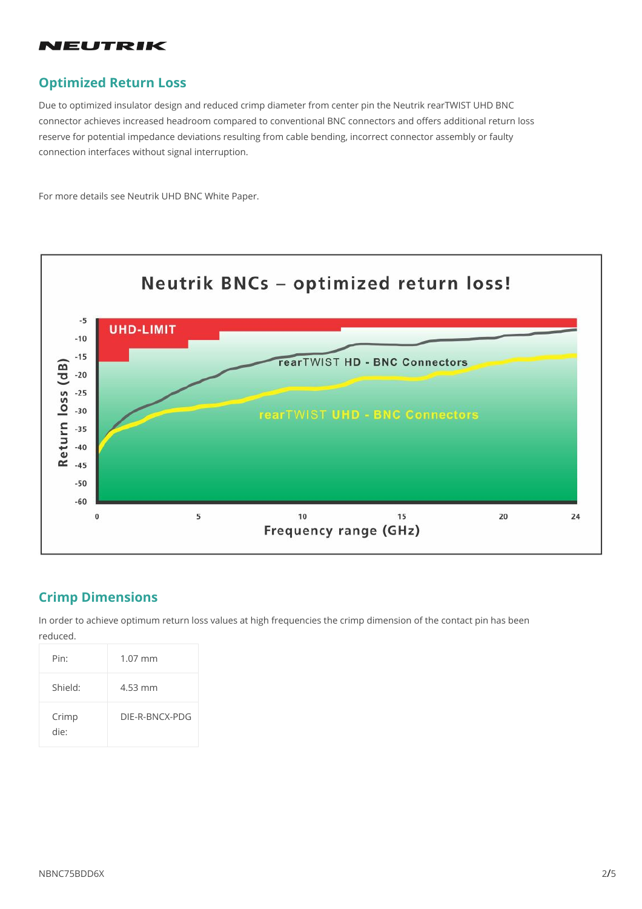## Optimized Return Loss

Due to optimized insulator design and reduced crimp diameter from center pin the Neutrik rearTWIST UHD BNC connector achieves increased headroom compared to conventional BNC connectors and offers additional return loss reserve for potential impedance deviations resulting from cable bending, incorrect connector assembly or faulty connection interfaces without signal interruption.

For more details see Neutrik UHD BNC White Paper.

Neutrik BNCs – optimized return loss!

UHD-LIMIT

rearTWIST HD - BNC Connectors

rearTWIST UHD - BNC Connectors

Return loss (dB)

-5
-10
-15
-20
-25
-30
-35
-40
-45
-50
-60

0
5
10
15
20
24

Frequency range (GHz)

## Crimp Dimensions

In order to achieve optimum return loss values at high frequencies the crimp dimension of the contact pin has been reduced.

| | |
|---|---|
| Pin: | 1.07 mm |
| Shield: | 4.53 mm |
| Crimp die: | DIE-R-BNCX-PDG |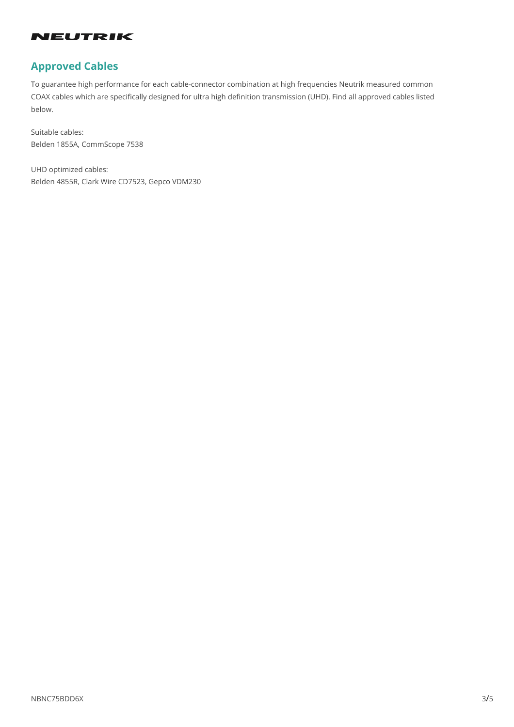## Approved Cables

To guarantee high performance for each cable-connector combination at high frequencies Neutrik measured common COAX cables which are specifically designed for ultra high definition transmission (UHD). Find all approved cables listed below.

Suitable cables:
Belden 1855A, CommScope 7538

UHD optimized cables:
Belden 4855R, Clark Wire CD7523, Gepco VDM230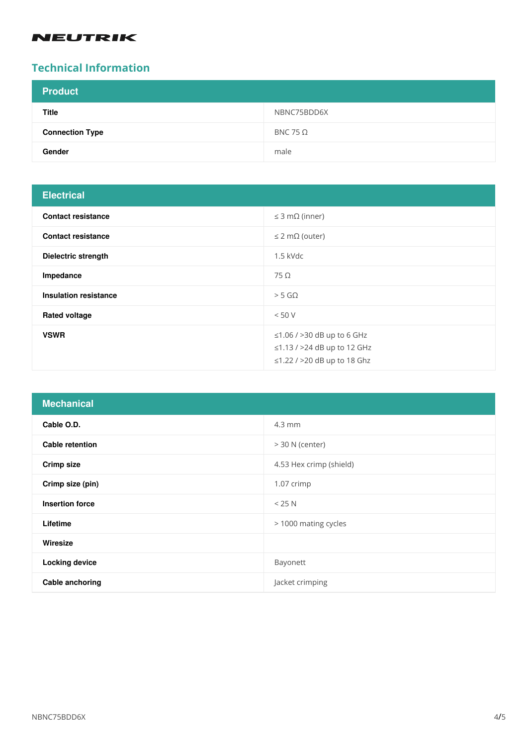**NEUTRIK**

## Technical Information

| Product | |
|---|---|
| **Title** | NBNC75BDD6X |
| **Connection Type** | BNC 75 Ω |
| **Gender** | male |

| Electrical | |
|---|---|
| **Contact resistance** | ≤ 3 mΩ (inner) |
| **Contact resistance** | ≤ 2 mΩ (outer) |
| **Dielectric strength** | 1.5 kVdc |
| **Impedance** | 75 Ω |
| **Insulation resistance** | > 5 GΩ |
| **Rated voltage** | < 50 V |
| **VSWR** | ≤1.06 / >30 dB up to 6 GHz<br>≤1.13 / >24 dB up to 12 GHz<br>≤1.22 / >20 dB up to 18 Ghz |

| Mechanical | |
|---|---|
| **Cable O.D.** | 4.3 mm |
| **Cable retention** | > 30 N (center) |
| **Crimp size** | 4.53 Hex crimp (shield) |
| **Crimp size (pin)** | 1.07 crimp |
| **Insertion force** | < 25 N |
| **Lifetime** | > 1000 mating cycles |
| **Wiresize** | |
| **Locking device** | Bayonett |
| **Cable anchoring** | Jacket crimping |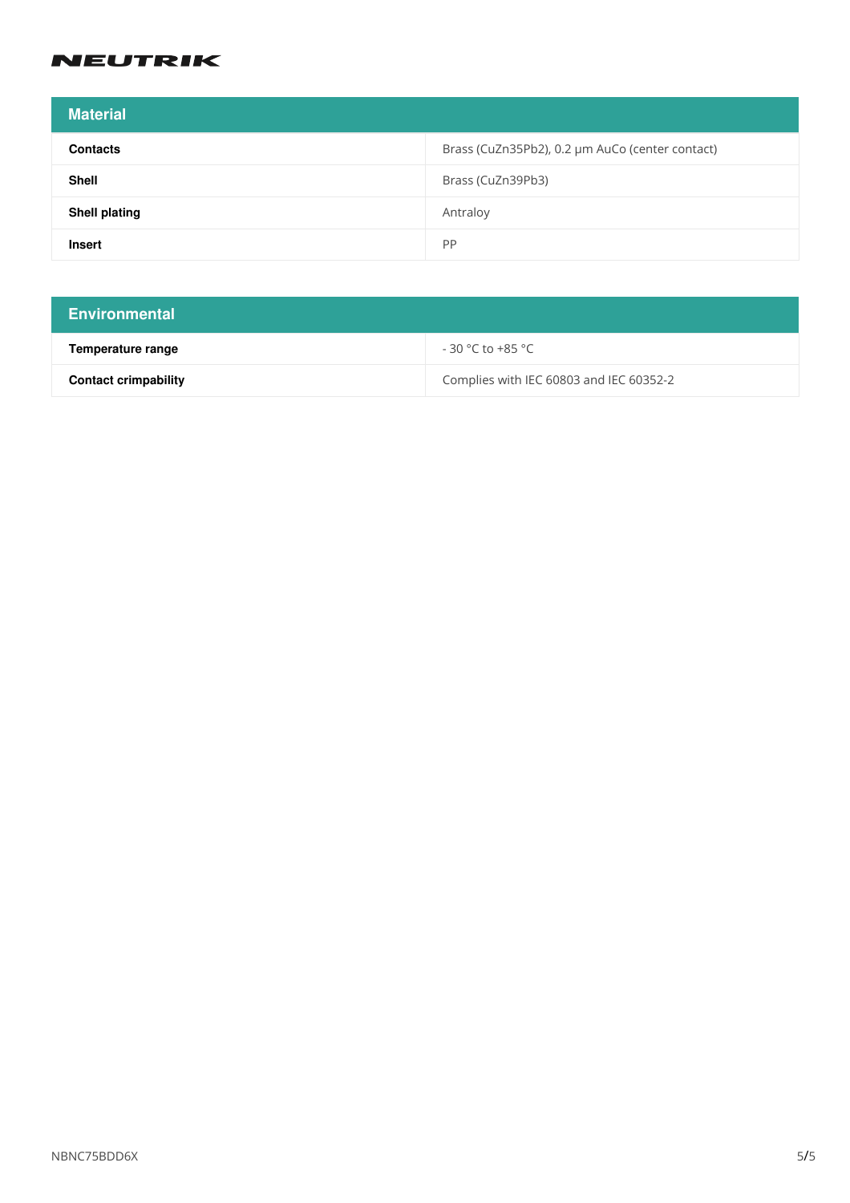## Material

| | |
|---|---|
| **Contacts** | Brass (CuZn35Pb2), 0.2 µm AuCo (center contact) |
| **Shell** | Brass (CuZn39Pb3) |
| **Shell plating** | Antraloy |
| **Insert** | PP |

## Environmental

| | |
|---|---|
| **Temperature range** | - 30 °C to +85 °C |
| **Contact crimpability** | Complies with IEC 60803 and IEC 60352-2 |